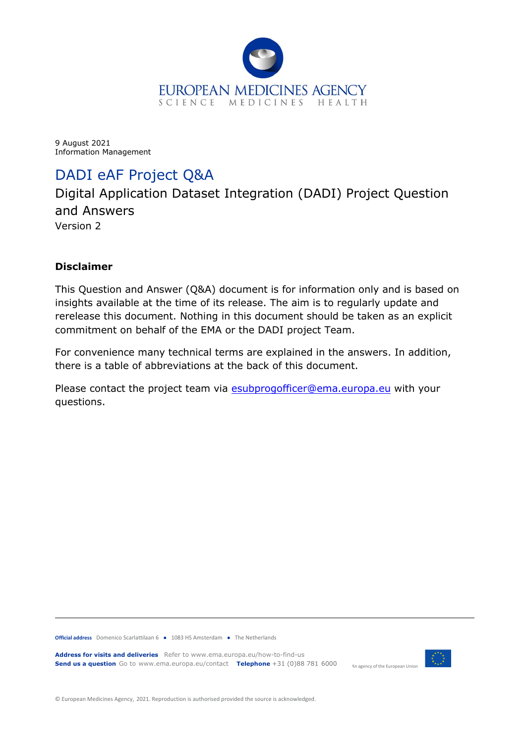9 August 2021
Information Management

# DADI eAF Project Q&A

## Digital Application Dataset Integration (DADI) Project Question and Answers

Version 2

### Disclaimer

This Question and Answer (Q&A) document is for information only and is based on insights available at the time of its release. The aim is to regularly update and rerelease this document. Nothing in this document should be taken as an explicit commitment on behalf of the EMA or the DADI project Team.

For convenience many technical terms are explained in the answers. In addition, there is a table of abbreviations at the back of this document.

Please contact the project team via esubprogofficer@ema.europa.eu with your questions.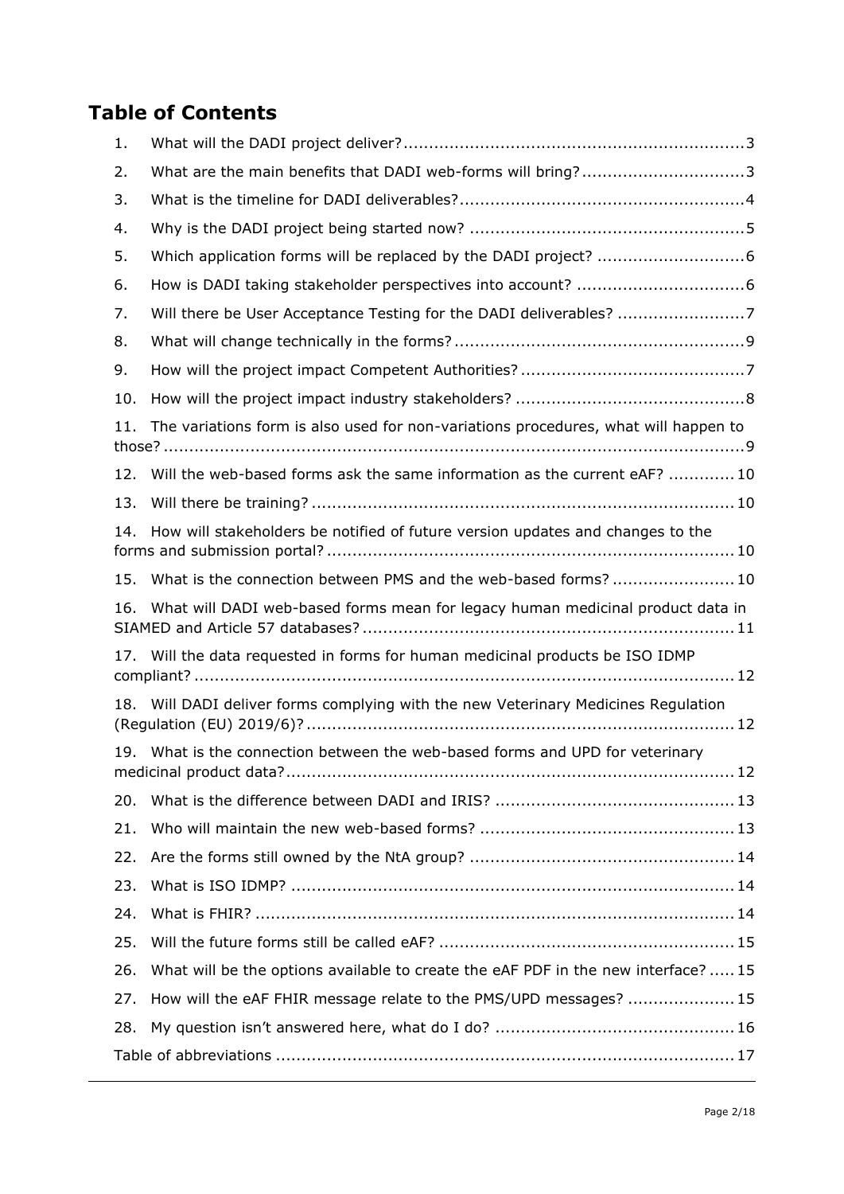## Table of Contents

1. What will the DADI project deliver? ... 3
2. What are the main benefits that DADI web-forms will bring? ... 3
3. What is the timeline for DADI deliverables? ... 4
4. Why is the DADI project being started now? ... 5
5. Which application forms will be replaced by the DADI project? ... 6
6. How is DADI taking stakeholder perspectives into account? ... 6
7. Will there be User Acceptance Testing for the DADI deliverables? ... 7
8. What will change technically in the forms? ... 9
9. How will the project impact Competent Authorities? ... 7
10. How will the project impact industry stakeholders? ... 8
11. The variations form is also used for non-variations procedures, what will happen to those? ... 9
12. Will the web-based forms ask the same information as the current eAF? ... 10
13. Will there be training? ... 10
14. How will stakeholders be notified of future version updates and changes to the forms and submission portal? ... 10
15. What is the connection between PMS and the web-based forms? ... 10
16. What will DADI web-based forms mean for legacy human medicinal product data in SIAMED and Article 57 databases? ... 11
17. Will the data requested in forms for human medicinal products be ISO IDMP compliant? ... 12
18. Will DADI deliver forms complying with the new Veterinary Medicines Regulation (Regulation (EU) 2019/6)? ... 12
19. What is the connection between the web-based forms and UPD for veterinary medicinal product data? ... 12
20. What is the difference between DADI and IRIS? ... 13
21. Who will maintain the new web-based forms? ... 13
22. Are the forms still owned by the NtA group? ... 14
23. What is ISO IDMP? ... 14
24. What is FHIR? ... 14
25. Will the future forms still be called eAF? ... 15
26. What will be the options available to create the eAF PDF in the new interface? ... 15
27. How will the eAF FHIR message relate to the PMS/UPD messages? ... 15
28. My question isn't answered here, what do I do? ... 16

Table of abbreviations ... 17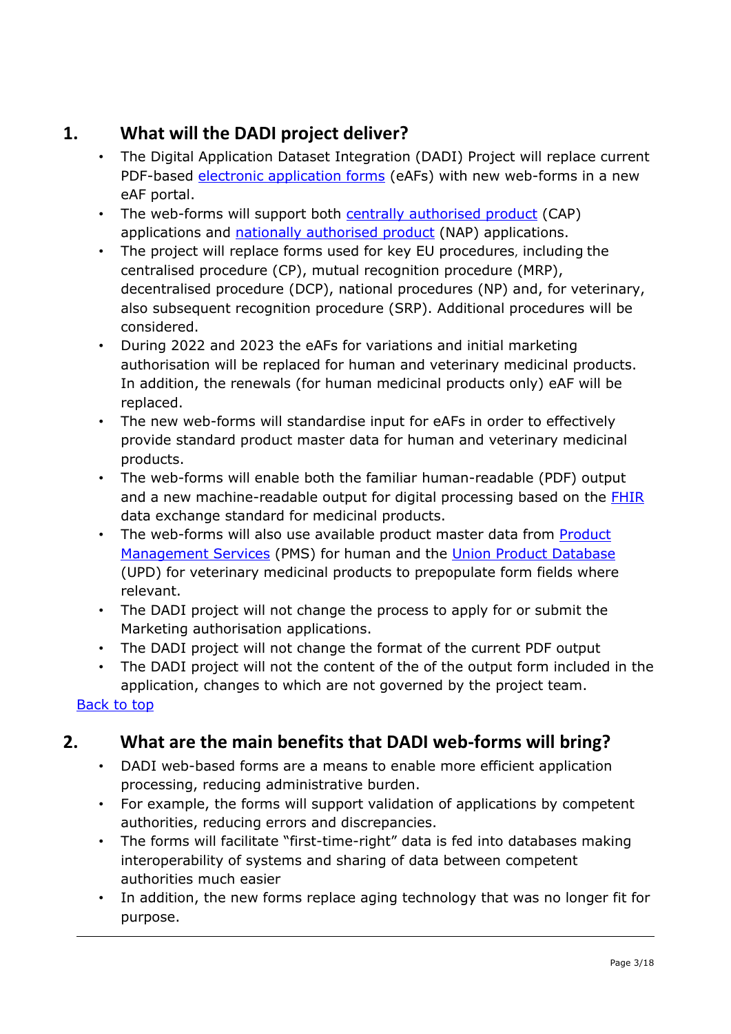## 1. What will the DADI project deliver?

- The Digital Application Dataset Integration (DADI) Project will replace current PDF-based electronic application forms (eAFs) with new web-forms in a new eAF portal.
- The web-forms will support both centrally authorised product (CAP) applications and nationally authorised product (NAP) applications.
- The project will replace forms used for key EU procedures, including the centralised procedure (CP), mutual recognition procedure (MRP), decentralised procedure (DCP), national procedures (NP) and, for veterinary, also subsequent recognition procedure (SRP). Additional procedures will be considered.
- During 2022 and 2023 the eAFs for variations and initial marketing authorisation will be replaced for human and veterinary medicinal products. In addition, the renewals (for human medicinal products only) eAF will be replaced.
- The new web-forms will standardise input for eAFs in order to effectively provide standard product master data for human and veterinary medicinal products.
- The web-forms will enable both the familiar human-readable (PDF) output and a new machine-readable output for digital processing based on the FHIR data exchange standard for medicinal products.
- The web-forms will also use available product master data from Product Management Services (PMS) for human and the Union Product Database (UPD) for veterinary medicinal products to prepopulate form fields where relevant.
- The DADI project will not change the process to apply for or submit the Marketing authorisation applications.
- The DADI project will not change the format of the current PDF output
- The DADI project will not the content of the of the output form included in the application, changes to which are not governed by the project team.

Back to top

## 2. What are the main benefits that DADI web-forms will bring?

- DADI web-based forms are a means to enable more efficient application processing, reducing administrative burden.
- For example, the forms will support validation of applications by competent authorities, reducing errors and discrepancies.
- The forms will facilitate "first-time-right" data is fed into databases making interoperability of systems and sharing of data between competent authorities much easier
- In addition, the new forms replace aging technology that was no longer fit for purpose.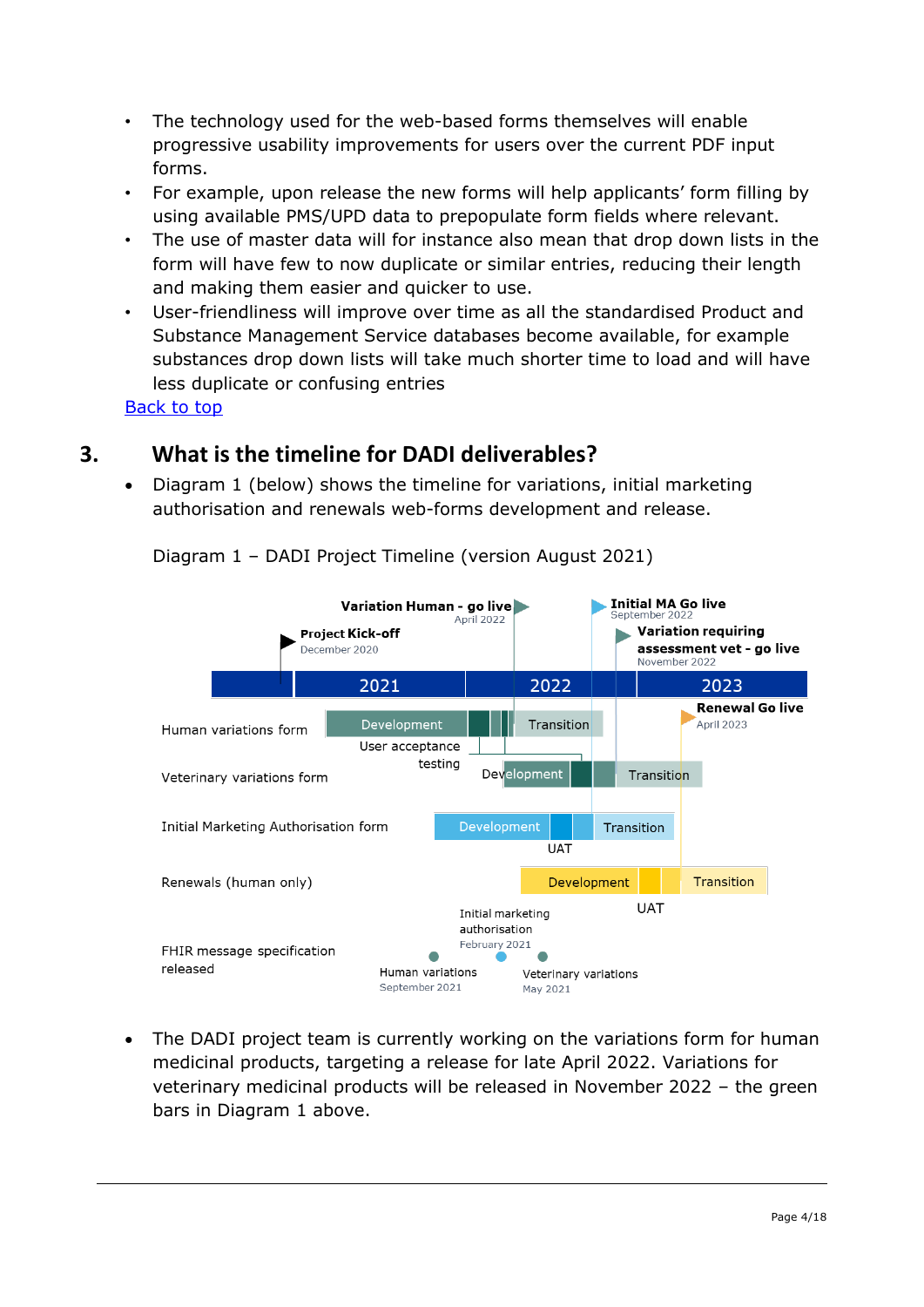- The technology used for the web-based forms themselves will enable progressive usability improvements for users over the current PDF input forms.
- For example, upon release the new forms will help applicants' form filling by using available PMS/UPD data to prepopulate form fields where relevant.
- The use of master data will for instance also mean that drop down lists in the form will have few to now duplicate or similar entries, reducing their length and making them easier and quicker to use.
- User-friendliness will improve over time as all the standardised Product and Substance Management Service databases become available, for example substances drop down lists will take much shorter time to load and will have less duplicate or confusing entries

Back to top

## 3. What is the timeline for DADI deliverables?

- Diagram 1 (below) shows the timeline for variations, initial marketing authorisation and renewals web-forms development and release.

Diagram 1 – DADI Project Timeline (version August 2021)

Project Kick-off
December 2020

Variation Human - go live
April 2022

Initial MA Go live
September 2022

Variation requiring assessment vet - go live
November 2022

Renewal Go live
April 2023

2021 | 2022 | 2023

Human variations form: Development, User acceptance testing, Transition

Veterinary variations form: Development, Transition

Initial Marketing Authorisation form: Development, UAT, Transition

Renewals (human only): Development, UAT, Transition

FHIR message specification released: Human variations September 2021; Initial marketing authorisation February 2021; Veterinary variations May 2021

- The DADI project team is currently working on the variations form for human medicinal products, targeting a release for late April 2022. Variations for veterinary medicinal products will be released in November 2022 – the green bars in Diagram 1 above.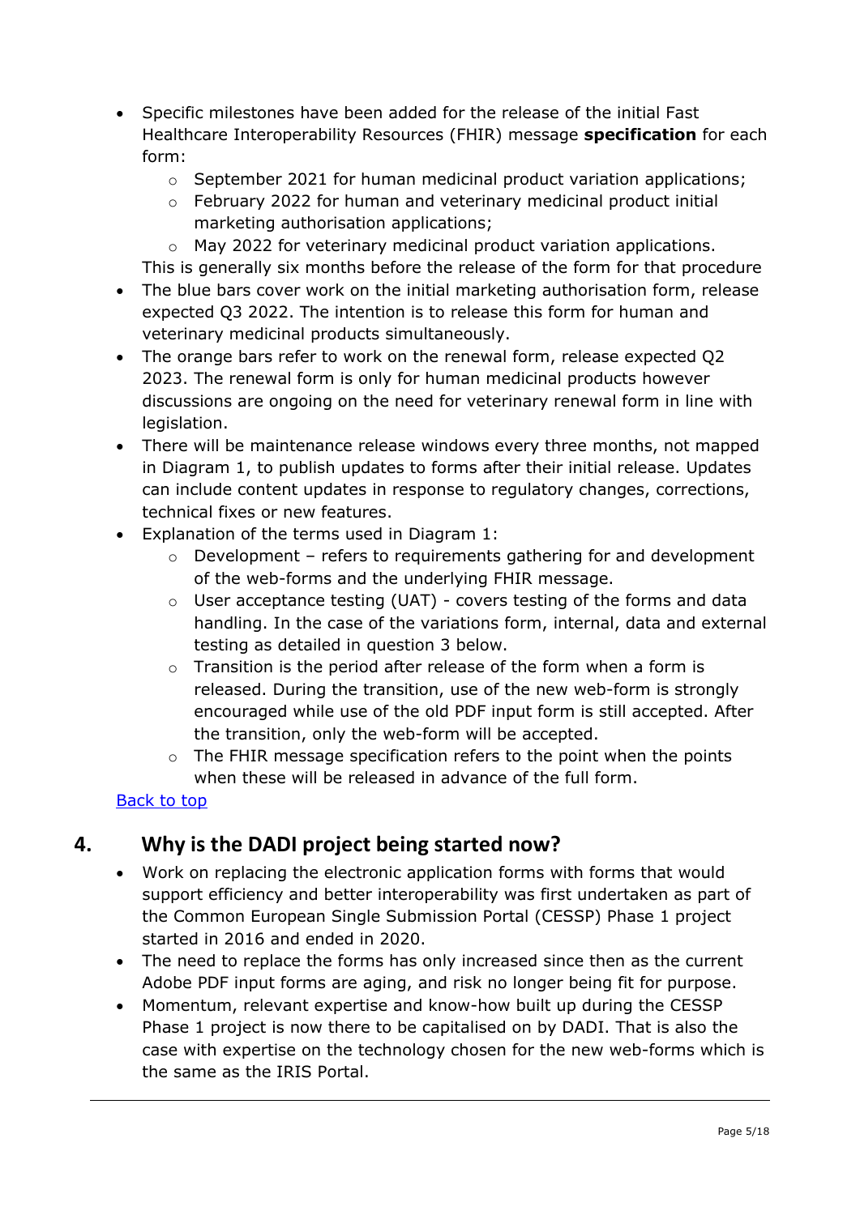- Specific milestones have been added for the release of the initial Fast Healthcare Interoperability Resources (FHIR) message **specification** for each form:
    - September 2021 for human medicinal product variation applications;
    - February 2022 for human and veterinary medicinal product initial marketing authorisation applications;
    - May 2022 for veterinary medicinal product variation applications.

  This is generally six months before the release of the form for that procedure
- The blue bars cover work on the initial marketing authorisation form, release expected Q3 2022. The intention is to release this form for human and veterinary medicinal products simultaneously.
- The orange bars refer to work on the renewal form, release expected Q2 2023. The renewal form is only for human medicinal products however discussions are ongoing on the need for veterinary renewal form in line with legislation.
- There will be maintenance release windows every three months, not mapped in Diagram 1, to publish updates to forms after their initial release. Updates can include content updates in response to regulatory changes, corrections, technical fixes or new features.
- Explanation of the terms used in Diagram 1:
    - Development – refers to requirements gathering for and development of the web-forms and the underlying FHIR message.
    - User acceptance testing (UAT) - covers testing of the forms and data handling. In the case of the variations form, internal, data and external testing as detailed in question 3 below.
    - Transition is the period after release of the form when a form is released. During the transition, use of the new web-form is strongly encouraged while use of the old PDF input form is still accepted. After the transition, only the web-form will be accepted.
    - The FHIR message specification refers to the point when the points when these will be released in advance of the full form.

[Back to top](#)

## 4. Why is the DADI project being started now?

- Work on replacing the electronic application forms with forms that would support efficiency and better interoperability was first undertaken as part of the Common European Single Submission Portal (CESSP) Phase 1 project started in 2016 and ended in 2020.
- The need to replace the forms has only increased since then as the current Adobe PDF input forms are aging, and risk no longer being fit for purpose.
- Momentum, relevant expertise and know-how built up during the CESSP Phase 1 project is now there to be capitalised on by DADI. That is also the case with expertise on the technology chosen for the new web-forms which is the same as the IRIS Portal.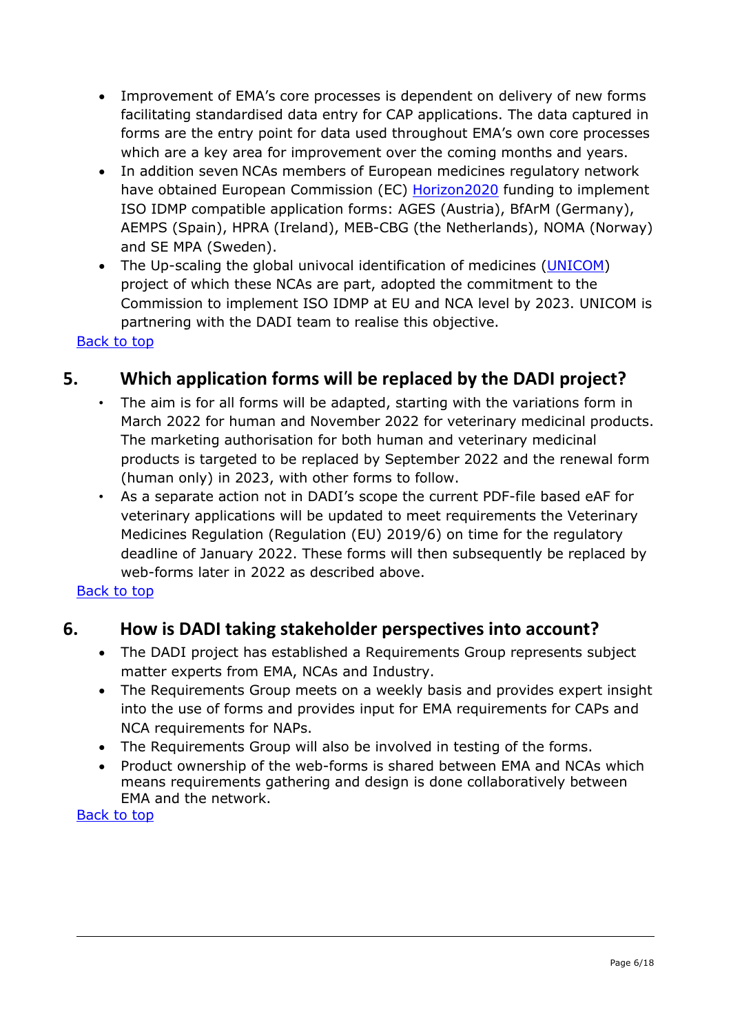- Improvement of EMA's core processes is dependent on delivery of new forms facilitating standardised data entry for CAP applications. The data captured in forms are the entry point for data used throughout EMA's own core processes which are a key area for improvement over the coming months and years.
- In addition seven NCAs members of European medicines regulatory network have obtained European Commission (EC) Horizon2020 funding to implement ISO IDMP compatible application forms: AGES (Austria), BfArM (Germany), AEMPS (Spain), HPRA (Ireland), MEB-CBG (the Netherlands), NOMA (Norway) and SE MPA (Sweden).
- The Up-scaling the global univocal identification of medicines (UNICOM) project of which these NCAs are part, adopted the commitment to the Commission to implement ISO IDMP at EU and NCA level by 2023. UNICOM is partnering with the DADI team to realise this objective.

Back to top

## 5. Which application forms will be replaced by the DADI project?

- The aim is for all forms will be adapted, starting with the variations form in March 2022 for human and November 2022 for veterinary medicinal products. The marketing authorisation for both human and veterinary medicinal products is targeted to be replaced by September 2022 and the renewal form (human only) in 2023, with other forms to follow.
- As a separate action not in DADI's scope the current PDF-file based eAF for veterinary applications will be updated to meet requirements the Veterinary Medicines Regulation (Regulation (EU) 2019/6) on time for the regulatory deadline of January 2022. These forms will then subsequently be replaced by web-forms later in 2022 as described above.

Back to top

## 6. How is DADI taking stakeholder perspectives into account?

- The DADI project has established a Requirements Group represents subject matter experts from EMA, NCAs and Industry.
- The Requirements Group meets on a weekly basis and provides expert insight into the use of forms and provides input for EMA requirements for CAPs and NCA requirements for NAPs.
- The Requirements Group will also be involved in testing of the forms.
- Product ownership of the web-forms is shared between EMA and NCAs which means requirements gathering and design is done collaboratively between EMA and the network.

Back to top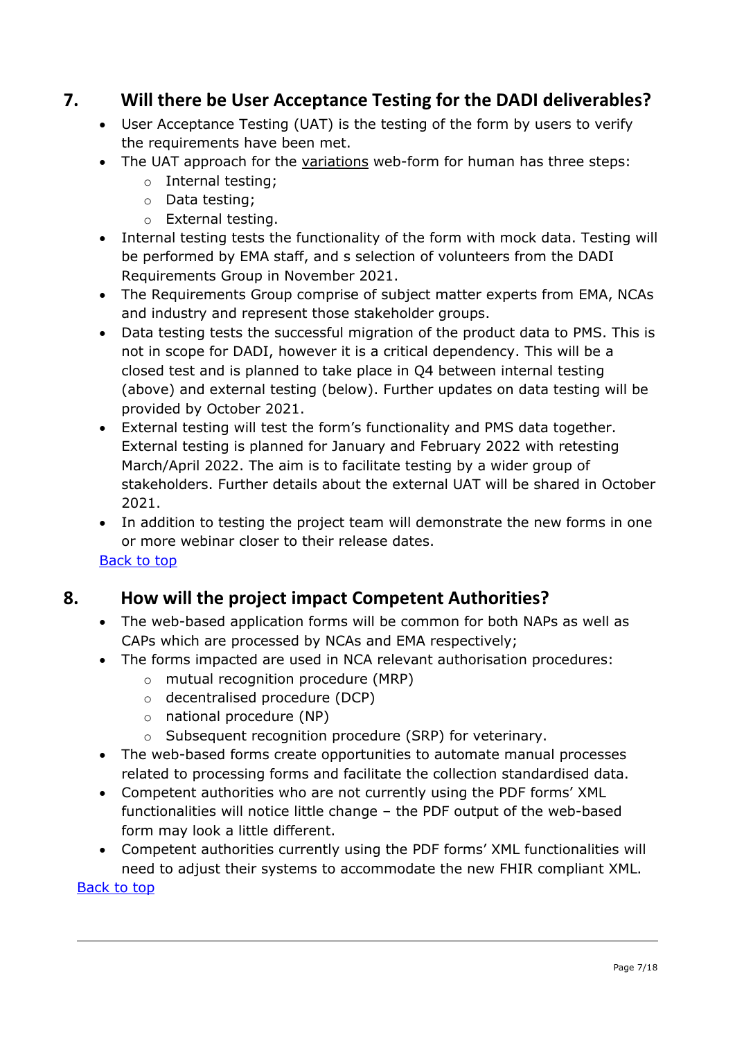## 7. Will there be User Acceptance Testing for the DADI deliverables?

- User Acceptance Testing (UAT) is the testing of the form by users to verify the requirements have been met.
- The UAT approach for the variations web-form for human has three steps:
  - Internal testing;
  - Data testing;
  - External testing.
- Internal testing tests the functionality of the form with mock data. Testing will be performed by EMA staff, and s selection of volunteers from the DADI Requirements Group in November 2021.
- The Requirements Group comprise of subject matter experts from EMA, NCAs and industry and represent those stakeholder groups.
- Data testing tests the successful migration of the product data to PMS. This is not in scope for DADI, however it is a critical dependency. This will be a closed test and is planned to take place in Q4 between internal testing (above) and external testing (below). Further updates on data testing will be provided by October 2021.
- External testing will test the form's functionality and PMS data together. External testing is planned for January and February 2022 with retesting March/April 2022. The aim is to facilitate testing by a wider group of stakeholders. Further details about the external UAT will be shared in October 2021.
- In addition to testing the project team will demonstrate the new forms in one or more webinar closer to their release dates.

Back to top

## 8. How will the project impact Competent Authorities?

- The web-based application forms will be common for both NAPs as well as CAPs which are processed by NCAs and EMA respectively;
- The forms impacted are used in NCA relevant authorisation procedures:
  - mutual recognition procedure (MRP)
  - decentralised procedure (DCP)
  - national procedure (NP)
  - Subsequent recognition procedure (SRP) for veterinary.
- The web-based forms create opportunities to automate manual processes related to processing forms and facilitate the collection standardised data.
- Competent authorities who are not currently using the PDF forms' XML functionalities will notice little change – the PDF output of the web-based form may look a little different.
- Competent authorities currently using the PDF forms' XML functionalities will need to adjust their systems to accommodate the new FHIR compliant XML.

Back to top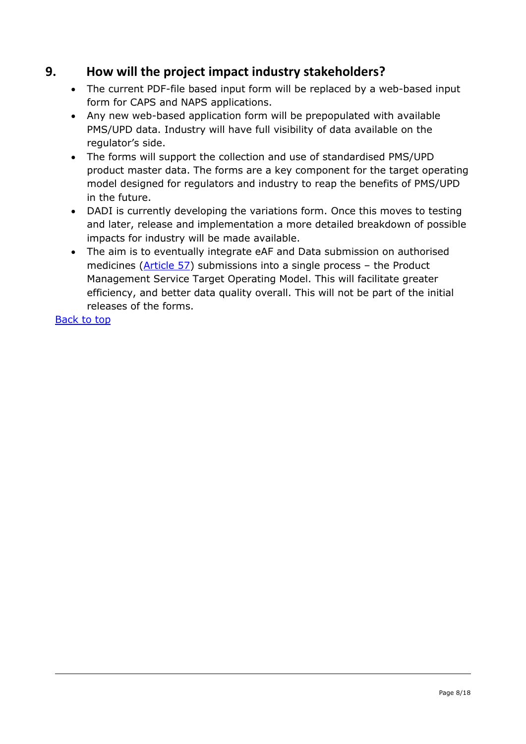## 9. How will the project impact industry stakeholders?

- The current PDF-file based input form will be replaced by a web-based input form for CAPS and NAPS applications.
- Any new web-based application form will be prepopulated with available PMS/UPD data. Industry will have full visibility of data available on the regulator's side.
- The forms will support the collection and use of standardised PMS/UPD product master data. The forms are a key component for the target operating model designed for regulators and industry to reap the benefits of PMS/UPD in the future.
- DADI is currently developing the variations form. Once this moves to testing and later, release and implementation a more detailed breakdown of possible impacts for industry will be made available.
- The aim is to eventually integrate eAF and Data submission on authorised medicines (Article 57) submissions into a single process – the Product Management Service Target Operating Model. This will facilitate greater efficiency, and better data quality overall. This will not be part of the initial releases of the forms.

Back to top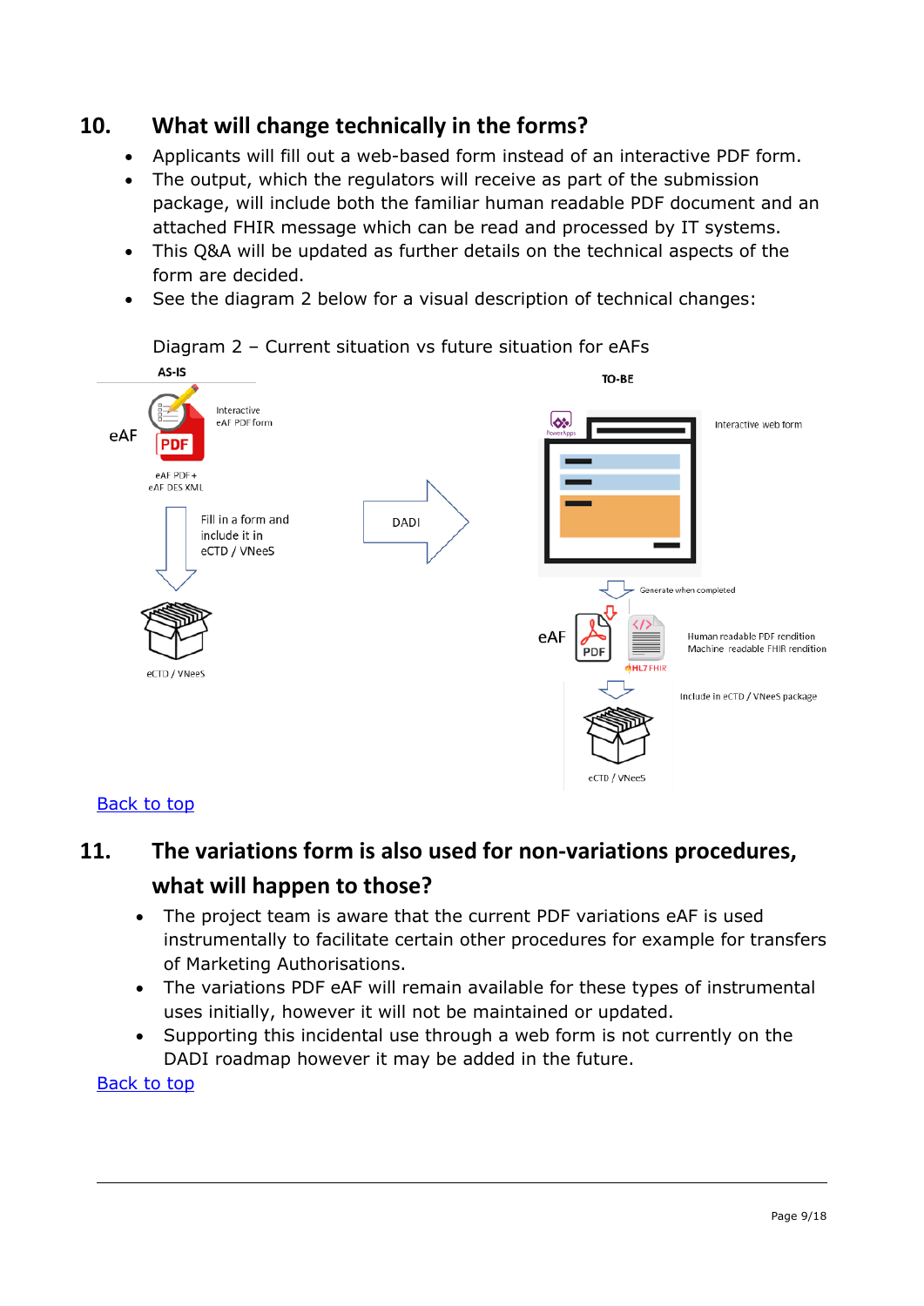## 10. What will change technically in the forms?

- Applicants will fill out a web-based form instead of an interactive PDF form.
- The output, which the regulators will receive as part of the submission package, will include both the familiar human readable PDF document and an attached FHIR message which can be read and processed by IT systems.
- This Q&A will be updated as further details on the technical aspects of the form are decided.
- See the diagram 2 below for a visual description of technical changes:

Diagram 2 – Current situation vs future situation for eAFs

AS-IS

eAF

Interactive eAF PDF form

eAF PDF + eAF DES XML

Fill in a form and include it in eCTD / VNeeS

eCTD / VNeeS

DADI

TO-BE

Interactive web form

Generate when completed

eAF

Human readable PDF rendition
Machine readable FHIR rendition

Include in eCTD / VNeeS package

eCTD / VNeeS

Back to top

## 11. The variations form is also used for non-variations procedures, what will happen to those?

- The project team is aware that the current PDF variations eAF is used instrumentally to facilitate certain other procedures for example for transfers of Marketing Authorisations.
- The variations PDF eAF will remain available for these types of instrumental uses initially, however it will not be maintained or updated.
- Supporting this incidental use through a web form is not currently on the DADI roadmap however it may be added in the future.

Back to top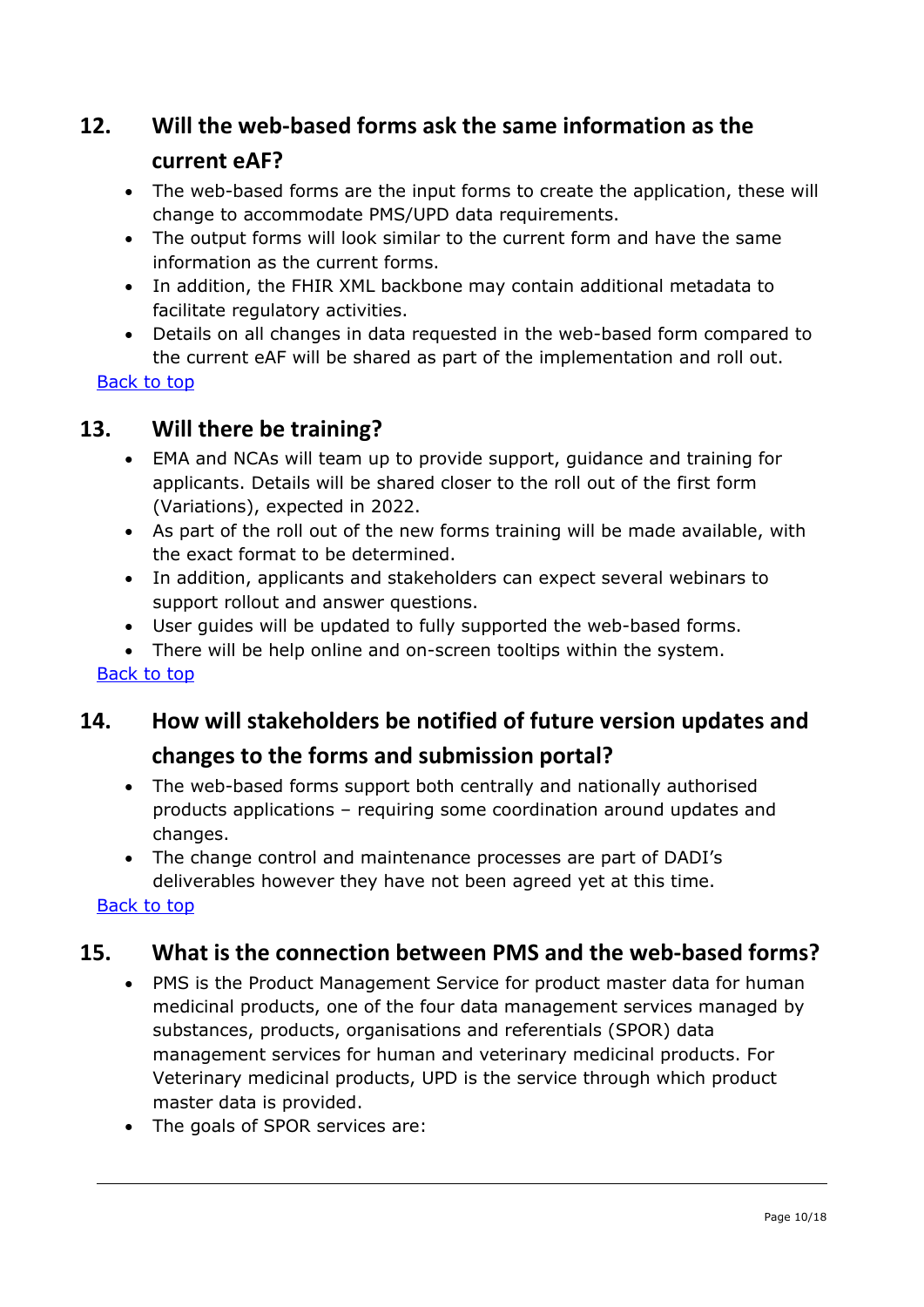## 12. Will the web-based forms ask the same information as the current eAF?

- The web-based forms are the input forms to create the application, these will change to accommodate PMS/UPD data requirements.
- The output forms will look similar to the current form and have the same information as the current forms.
- In addition, the FHIR XML backbone may contain additional metadata to facilitate regulatory activities.
- Details on all changes in data requested in the web-based form compared to the current eAF will be shared as part of the implementation and roll out.

Back to top

## 13. Will there be training?

- EMA and NCAs will team up to provide support, guidance and training for applicants. Details will be shared closer to the roll out of the first form (Variations), expected in 2022.
- As part of the roll out of the new forms training will be made available, with the exact format to be determined.
- In addition, applicants and stakeholders can expect several webinars to support rollout and answer questions.
- User guides will be updated to fully supported the web-based forms.
- There will be help online and on-screen tooltips within the system.

Back to top

## 14. How will stakeholders be notified of future version updates and changes to the forms and submission portal?

- The web-based forms support both centrally and nationally authorised products applications – requiring some coordination around updates and changes.
- The change control and maintenance processes are part of DADI's deliverables however they have not been agreed yet at this time.

Back to top

## 15. What is the connection between PMS and the web-based forms?

- PMS is the Product Management Service for product master data for human medicinal products, one of the four data management services managed by substances, products, organisations and referentials (SPOR) data management services for human and veterinary medicinal products. For Veterinary medicinal products, UPD is the service through which product master data is provided.
- The goals of SPOR services are: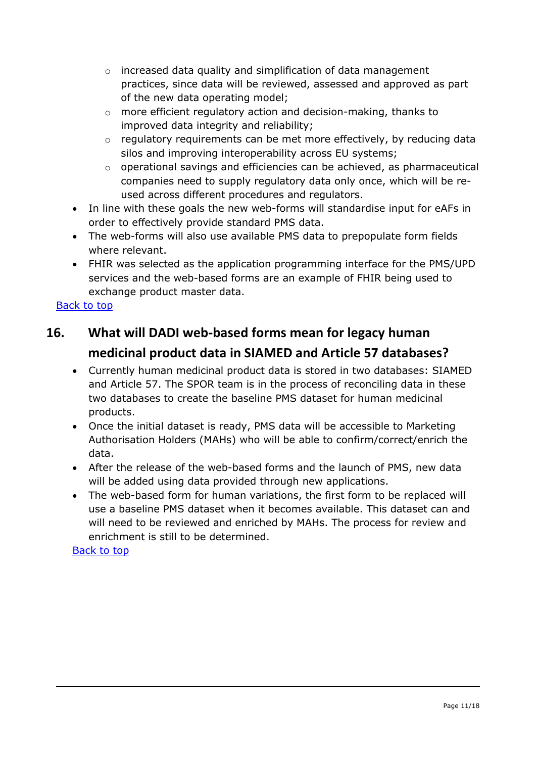- increased data quality and simplification of data management practices, since data will be reviewed, assessed and approved as part of the new data operating model;
   - more efficient regulatory action and decision-making, thanks to improved data integrity and reliability;
   - regulatory requirements can be met more effectively, by reducing data silos and improving interoperability across EU systems;
   - operational savings and efficiencies can be achieved, as pharmaceutical companies need to supply regulatory data only once, which will be re-used across different procedures and regulators.
- In line with these goals the new web-forms will standardise input for eAFs in order to effectively provide standard PMS data.
- The web-forms will also use available PMS data to prepopulate form fields where relevant.
- FHIR was selected as the application programming interface for the PMS/UPD services and the web-based forms are an example of FHIR being used to exchange product master data.

Back to top

## 16. What will DADI web-based forms mean for legacy human medicinal product data in SIAMED and Article 57 databases?

- Currently human medicinal product data is stored in two databases: SIAMED and Article 57. The SPOR team is in the process of reconciling data in these two databases to create the baseline PMS dataset for human medicinal products.
- Once the initial dataset is ready, PMS data will be accessible to Marketing Authorisation Holders (MAHs) who will be able to confirm/correct/enrich the data.
- After the release of the web-based forms and the launch of PMS, new data will be added using data provided through new applications.
- The web-based form for human variations, the first form to be replaced will use a baseline PMS dataset when it becomes available. This dataset can and will need to be reviewed and enriched by MAHs. The process for review and enrichment is still to be determined.

Back to top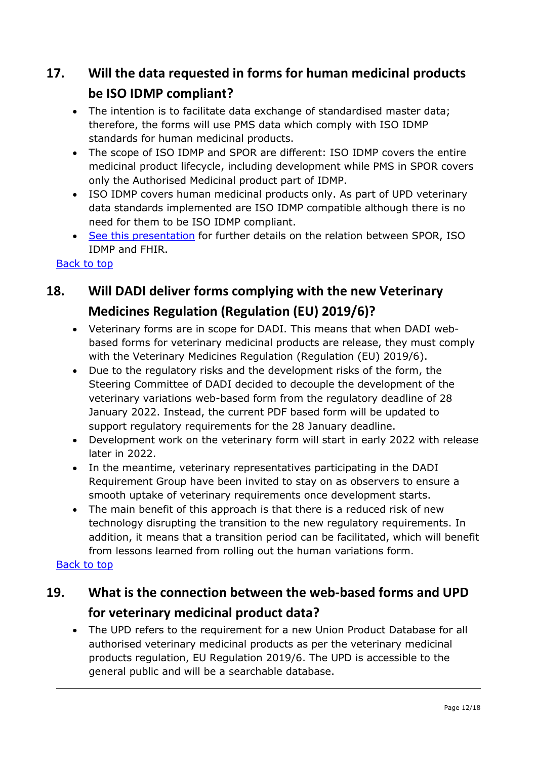## 17. Will the data requested in forms for human medicinal products be ISO IDMP compliant?

- The intention is to facilitate data exchange of standardised master data; therefore, the forms will use PMS data which comply with ISO IDMP standards for human medicinal products.
- The scope of ISO IDMP and SPOR are different: ISO IDMP covers the entire medicinal product lifecycle, including development while PMS in SPOR covers only the Authorised Medicinal product part of IDMP.
- ISO IDMP covers human medicinal products only. As part of UPD veterinary data standards implemented are ISO IDMP compatible although there is no need for them to be ISO IDMP compliant.
- See this presentation for further details on the relation between SPOR, ISO IDMP and FHIR.

Back to top

## 18. Will DADI deliver forms complying with the new Veterinary Medicines Regulation (Regulation (EU) 2019/6)?

- Veterinary forms are in scope for DADI. This means that when DADI web-based forms for veterinary medicinal products are release, they must comply with the Veterinary Medicines Regulation (Regulation (EU) 2019/6).
- Due to the regulatory risks and the development risks of the form, the Steering Committee of DADI decided to decouple the development of the veterinary variations web-based form from the regulatory deadline of 28 January 2022. Instead, the current PDF based form will be updated to support regulatory requirements for the 28 January deadline.
- Development work on the veterinary form will start in early 2022 with release later in 2022.
- In the meantime, veterinary representatives participating in the DADI Requirement Group have been invited to stay on as observers to ensure a smooth uptake of veterinary requirements once development starts.
- The main benefit of this approach is that there is a reduced risk of new technology disrupting the transition to the new regulatory requirements. In addition, it means that a transition period can be facilitated, which will benefit from lessons learned from rolling out the human variations form.

Back to top

## 19. What is the connection between the web-based forms and UPD for veterinary medicinal product data?

- The UPD refers to the requirement for a new Union Product Database for all authorised veterinary medicinal products as per the veterinary medicinal products regulation, EU Regulation 2019/6. The UPD is accessible to the general public and will be a searchable database.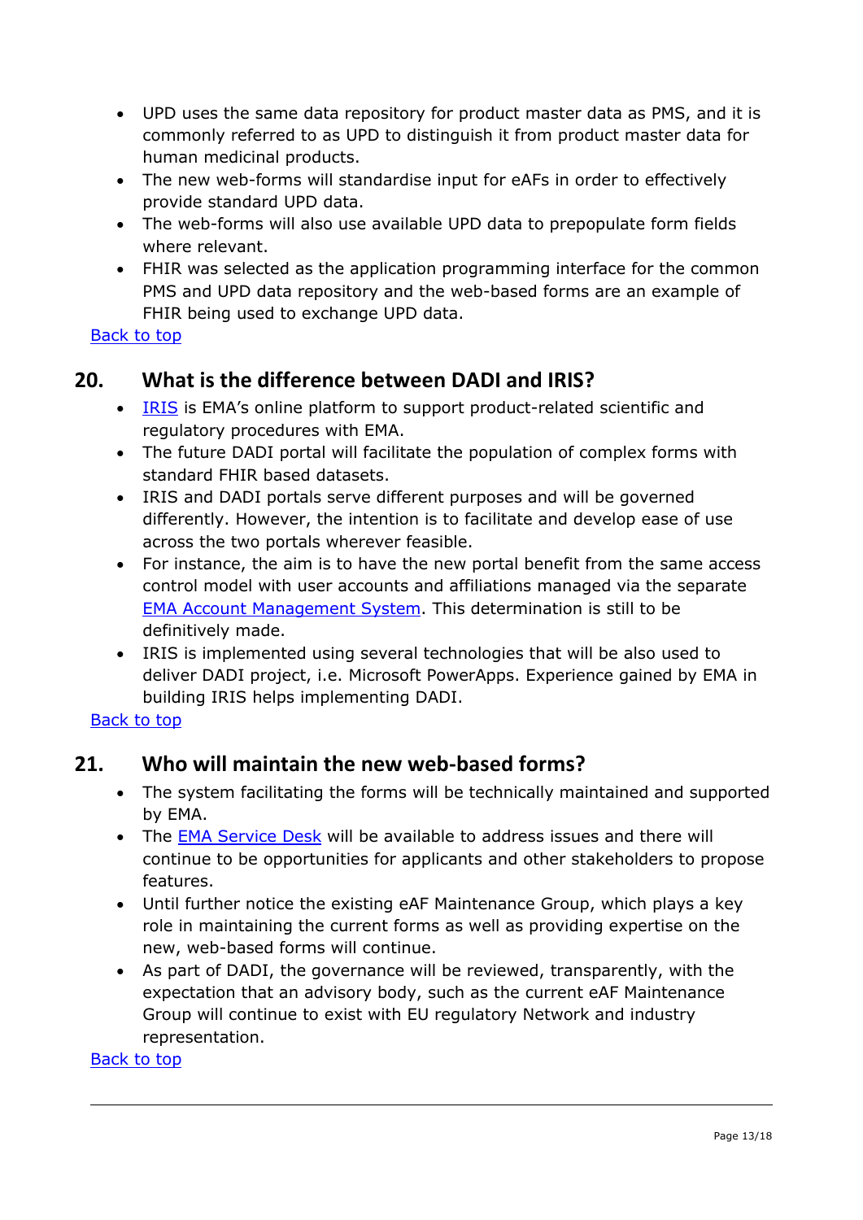- UPD uses the same data repository for product master data as PMS, and it is commonly referred to as UPD to distinguish it from product master data for human medicinal products.
- The new web-forms will standardise input for eAFs in order to effectively provide standard UPD data.
- The web-forms will also use available UPD data to prepopulate form fields where relevant.
- FHIR was selected as the application programming interface for the common PMS and UPD data repository and the web-based forms are an example of FHIR being used to exchange UPD data.

Back to top

## 20. What is the difference between DADI and IRIS?

- IRIS is EMA's online platform to support product-related scientific and regulatory procedures with EMA.
- The future DADI portal will facilitate the population of complex forms with standard FHIR based datasets.
- IRIS and DADI portals serve different purposes and will be governed differently. However, the intention is to facilitate and develop ease of use across the two portals wherever feasible.
- For instance, the aim is to have the new portal benefit from the same access control model with user accounts and affiliations managed via the separate EMA Account Management System. This determination is still to be definitively made.
- IRIS is implemented using several technologies that will be also used to deliver DADI project, i.e. Microsoft PowerApps. Experience gained by EMA in building IRIS helps implementing DADI.

Back to top

## 21. Who will maintain the new web-based forms?

- The system facilitating the forms will be technically maintained and supported by EMA.
- The EMA Service Desk will be available to address issues and there will continue to be opportunities for applicants and other stakeholders to propose features.
- Until further notice the existing eAF Maintenance Group, which plays a key role in maintaining the current forms as well as providing expertise on the new, web-based forms will continue.
- As part of DADI, the governance will be reviewed, transparently, with the expectation that an advisory body, such as the current eAF Maintenance Group will continue to exist with EU regulatory Network and industry representation.

Back to top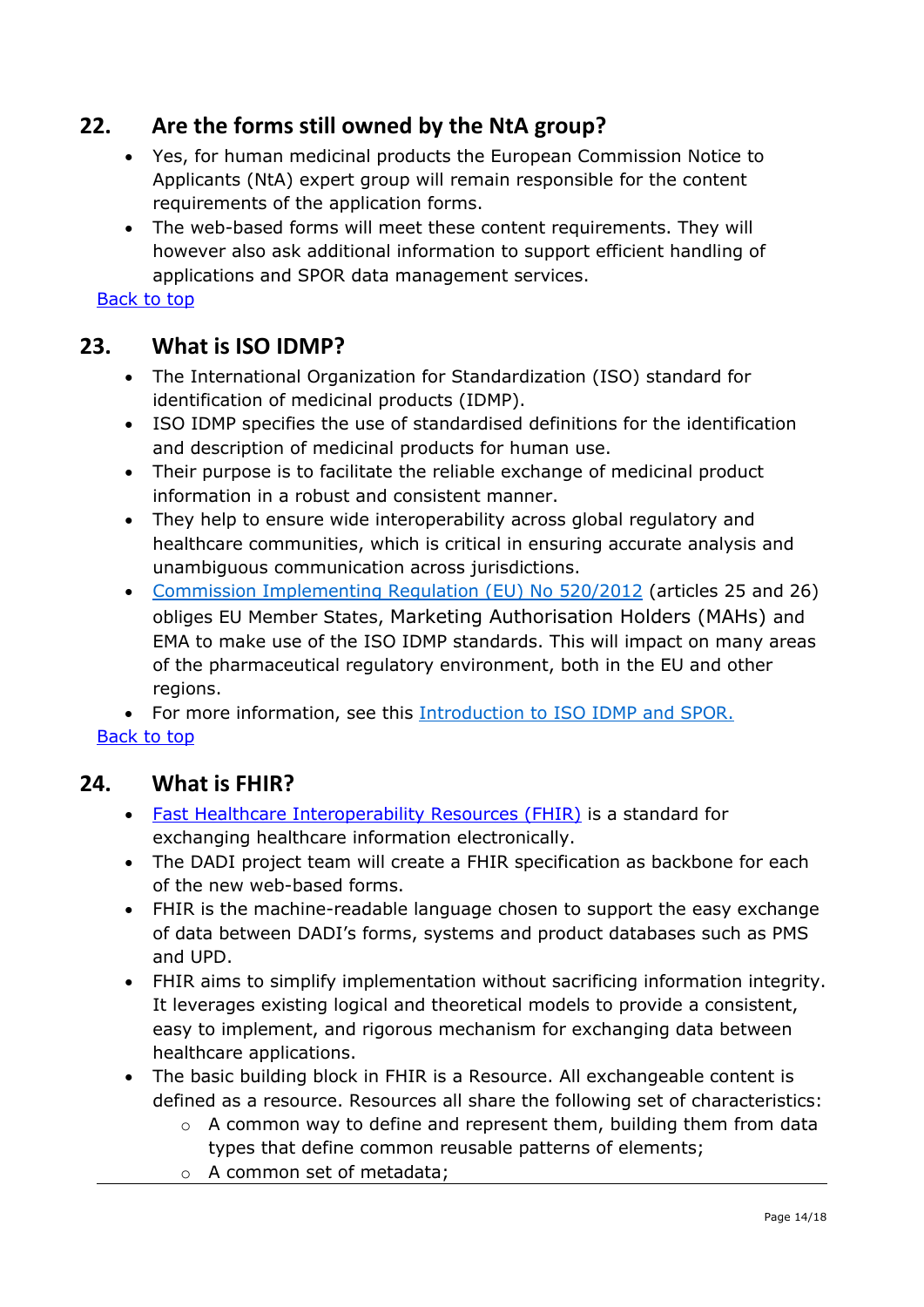## 22. Are the forms still owned by the NtA group?

- Yes, for human medicinal products the European Commission Notice to Applicants (NtA) expert group will remain responsible for the content requirements of the application forms.
- The web-based forms will meet these content requirements. They will however also ask additional information to support efficient handling of applications and SPOR data management services.

Back to top

## 23. What is ISO IDMP?

- The International Organization for Standardization (ISO) standard for identification of medicinal products (IDMP).
- ISO IDMP specifies the use of standardised definitions for the identification and description of medicinal products for human use.
- Their purpose is to facilitate the reliable exchange of medicinal product information in a robust and consistent manner.
- They help to ensure wide interoperability across global regulatory and healthcare communities, which is critical in ensuring accurate analysis and unambiguous communication across jurisdictions.
- Commission Implementing Regulation (EU) No 520/2012 (articles 25 and 26) obliges EU Member States, Marketing Authorisation Holders (MAHs) and EMA to make use of the ISO IDMP standards. This will impact on many areas of the pharmaceutical regulatory environment, both in the EU and other regions.
- For more information, see this Introduction to ISO IDMP and SPOR.

Back to top

## 24. What is FHIR?

- Fast Healthcare Interoperability Resources (FHIR) is a standard for exchanging healthcare information electronically.
- The DADI project team will create a FHIR specification as backbone for each of the new web-based forms.
- FHIR is the machine-readable language chosen to support the easy exchange of data between DADI's forms, systems and product databases such as PMS and UPD.
- FHIR aims to simplify implementation without sacrificing information integrity. It leverages existing logical and theoretical models to provide a consistent, easy to implement, and rigorous mechanism for exchanging data between healthcare applications.
- The basic building block in FHIR is a Resource. All exchangeable content is defined as a resource. Resources all share the following set of characteristics:
    - A common way to define and represent them, building them from data types that define common reusable patterns of elements;
    - A common set of metadata;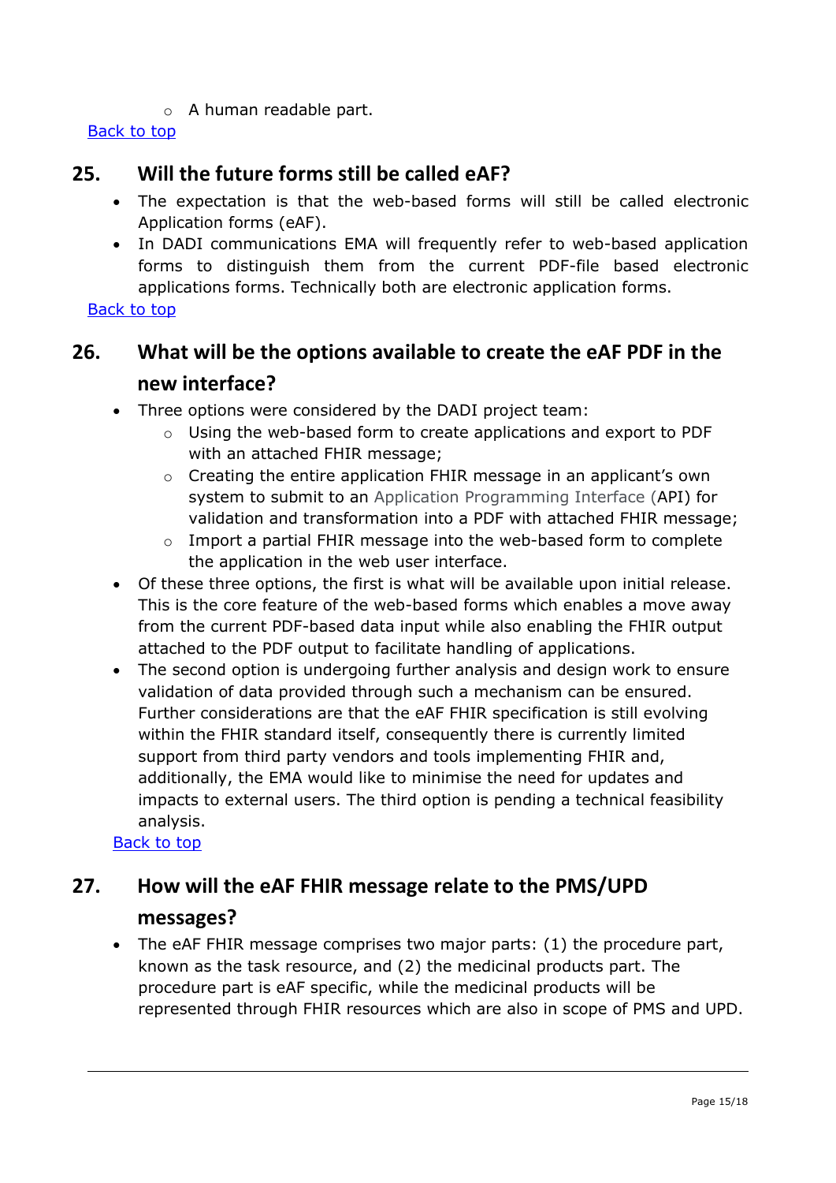- A human readable part.

Back to top

## 25. Will the future forms still be called eAF?

- The expectation is that the web-based forms will still be called electronic Application forms (eAF).
- In DADI communications EMA will frequently refer to web-based application forms to distinguish them from the current PDF-file based electronic applications forms. Technically both are electronic application forms.

Back to top

## 26. What will be the options available to create the eAF PDF in the new interface?

- Three options were considered by the DADI project team:
  - Using the web-based form to create applications and export to PDF with an attached FHIR message;
  - Creating the entire application FHIR message in an applicant's own system to submit to an Application Programming Interface (API) for validation and transformation into a PDF with attached FHIR message;
  - Import a partial FHIR message into the web-based form to complete the application in the web user interface.
- Of these three options, the first is what will be available upon initial release. This is the core feature of the web-based forms which enables a move away from the current PDF-based data input while also enabling the FHIR output attached to the PDF output to facilitate handling of applications.
- The second option is undergoing further analysis and design work to ensure validation of data provided through such a mechanism can be ensured. Further considerations are that the eAF FHIR specification is still evolving within the FHIR standard itself, consequently there is currently limited support from third party vendors and tools implementing FHIR and, additionally, the EMA would like to minimise the need for updates and impacts to external users. The third option is pending a technical feasibility analysis.

Back to top

## 27. How will the eAF FHIR message relate to the PMS/UPD messages?

- The eAF FHIR message comprises two major parts: (1) the procedure part, known as the task resource, and (2) the medicinal products part. The procedure part is eAF specific, while the medicinal products will be represented through FHIR resources which are also in scope of PMS and UPD.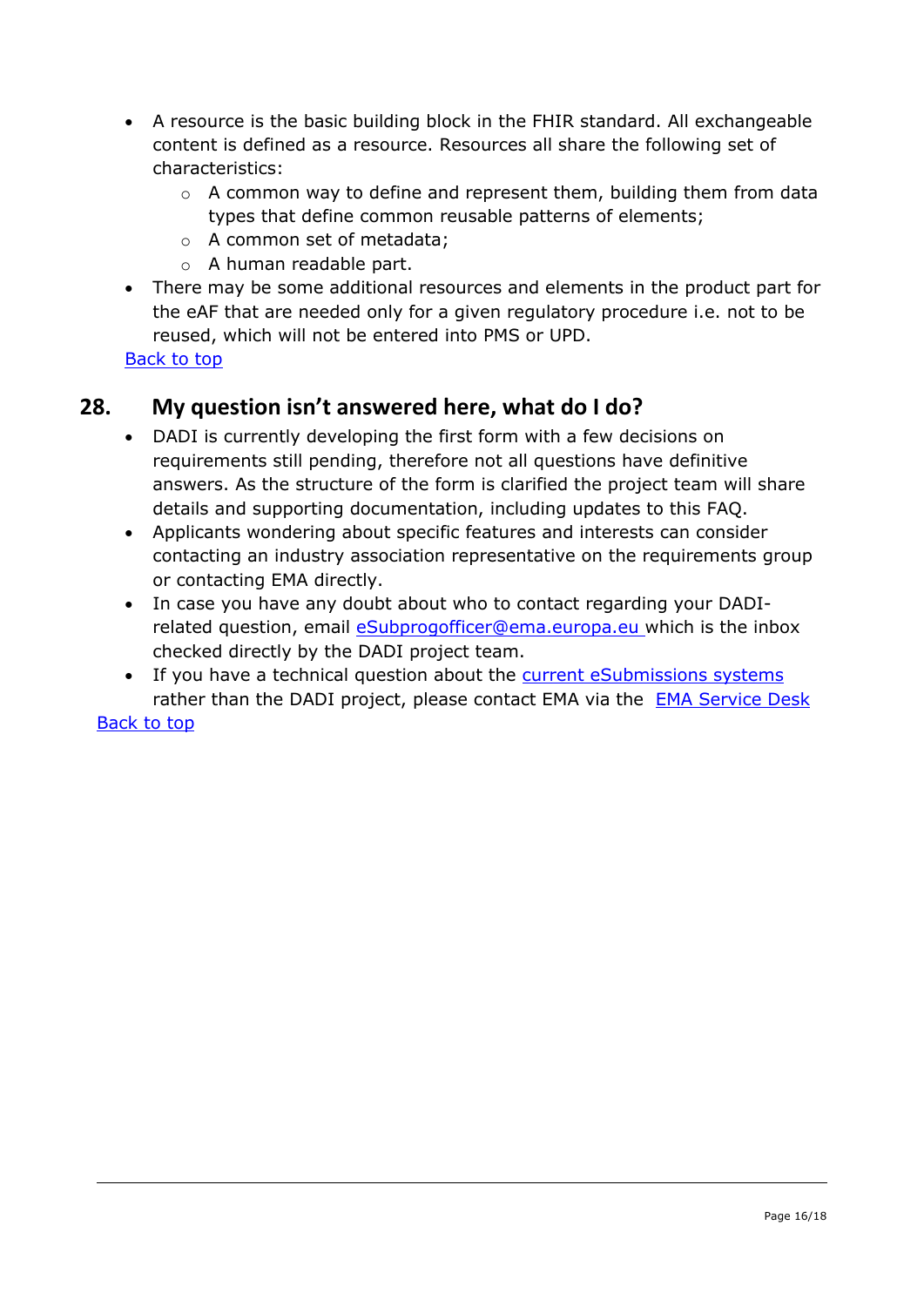- A resource is the basic building block in the FHIR standard. All exchangeable content is defined as a resource. Resources all share the following set of characteristics:
  - A common way to define and represent them, building them from data types that define common reusable patterns of elements;
  - A common set of metadata;
  - A human readable part.
- There may be some additional resources and elements in the product part for the eAF that are needed only for a given regulatory procedure i.e. not to be reused, which will not be entered into PMS or UPD.

Back to top

## 28. My question isn't answered here, what do I do?

- DADI is currently developing the first form with a few decisions on requirements still pending, therefore not all questions have definitive answers. As the structure of the form is clarified the project team will share details and supporting documentation, including updates to this FAQ.
- Applicants wondering about specific features and interests can consider contacting an industry association representative on the requirements group or contacting EMA directly.
- In case you have any doubt about who to contact regarding your DADI-related question, email eSubprogofficer@ema.europa.eu which is the inbox checked directly by the DADI project team.
- If you have a technical question about the current eSubmissions systems rather than the DADI project, please contact EMA via the EMA Service Desk

Back to top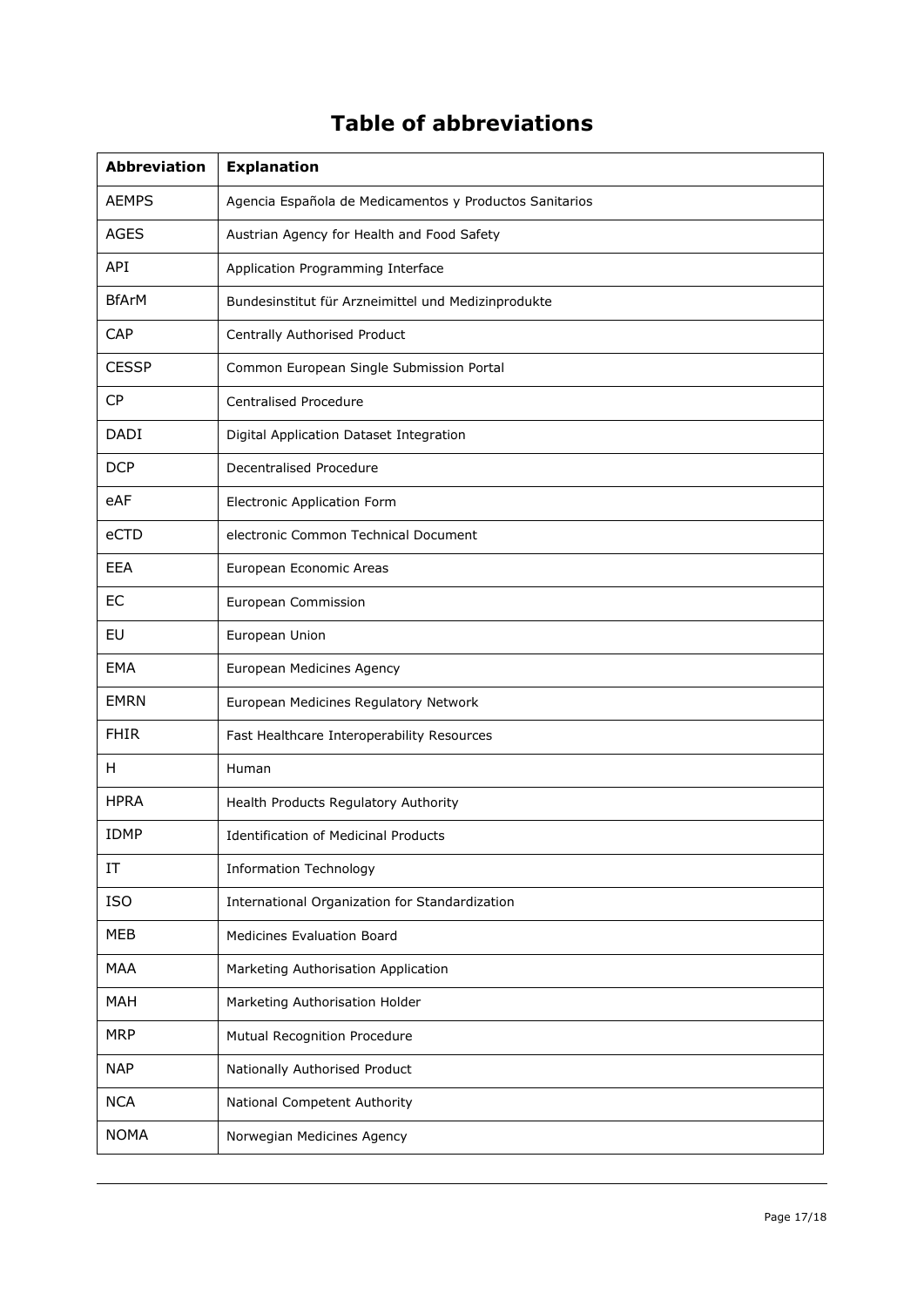# Table of abbreviations

| Abbreviation | Explanation |
| --- | --- |
| AEMPS | Agencia Española de Medicamentos y Productos Sanitarios |
| AGES | Austrian Agency for Health and Food Safety |
| API | Application Programming Interface |
| BfArM | Bundesinstitut für Arzneimittel und Medizinprodukte |
| CAP | Centrally Authorised Product |
| CESSP | Common European Single Submission Portal |
| CP | Centralised Procedure |
| DADI | Digital Application Dataset Integration |
| DCP | Decentralised Procedure |
| eAF | Electronic Application Form |
| eCTD | electronic Common Technical Document |
| EEA | European Economic Areas |
| EC | European Commission |
| EU | European Union |
| EMA | European Medicines Agency |
| EMRN | European Medicines Regulatory Network |
| FHIR | Fast Healthcare Interoperability Resources |
| H | Human |
| HPRA | Health Products Regulatory Authority |
| IDMP | Identification of Medicinal Products |
| IT | Information Technology |
| ISO | International Organization for Standardization |
| MEB | Medicines Evaluation Board |
| MAA | Marketing Authorisation Application |
| MAH | Marketing Authorisation Holder |
| MRP | Mutual Recognition Procedure |
| NAP | Nationally Authorised Product |
| NCA | National Competent Authority |
| NOMA | Norwegian Medicines Agency |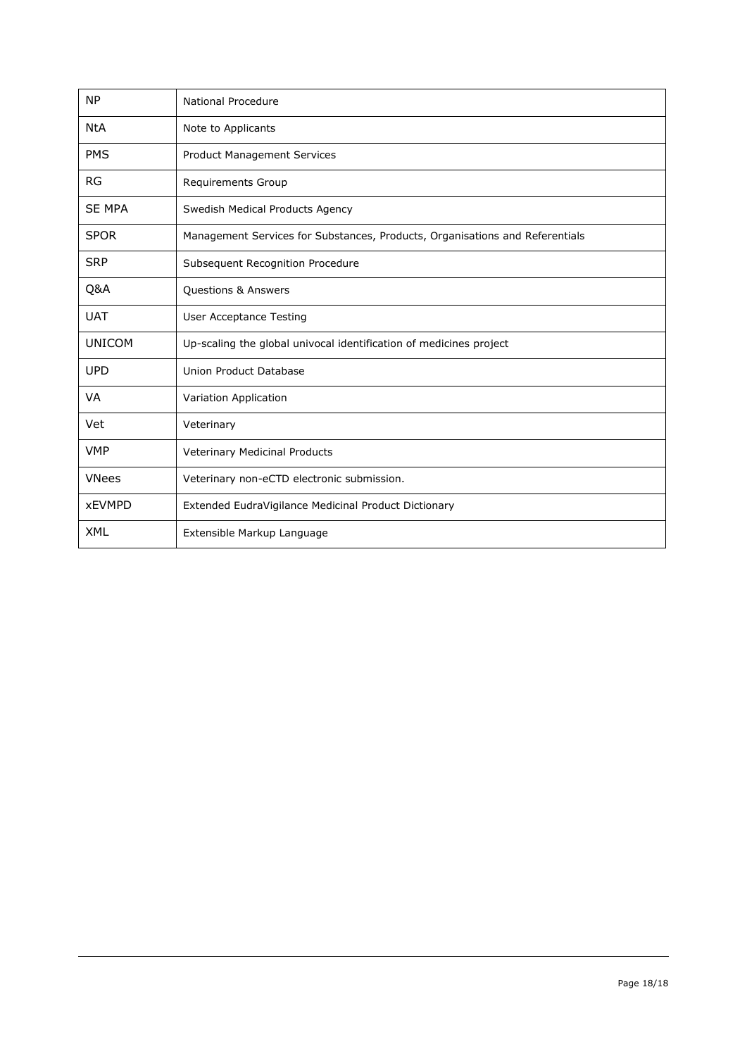| | |
|---|---|
| NP | National Procedure |
| NtA | Note to Applicants |
| PMS | Product Management Services |
| RG | Requirements Group |
| SE MPA | Swedish Medical Products Agency |
| SPOR | Management Services for Substances, Products, Organisations and Referentials |
| SRP | Subsequent Recognition Procedure |
| Q&A | Questions & Answers |
| UAT | User Acceptance Testing |
| UNICOM | Up-scaling the global univocal identification of medicines project |
| UPD | Union Product Database |
| VA | Variation Application |
| Vet | Veterinary |
| VMP | Veterinary Medicinal Products |
| VNees | Veterinary non-eCTD electronic submission. |
| xEVMPD | Extended EudraVigilance Medicinal Product Dictionary |
| XML | Extensible Markup Language |